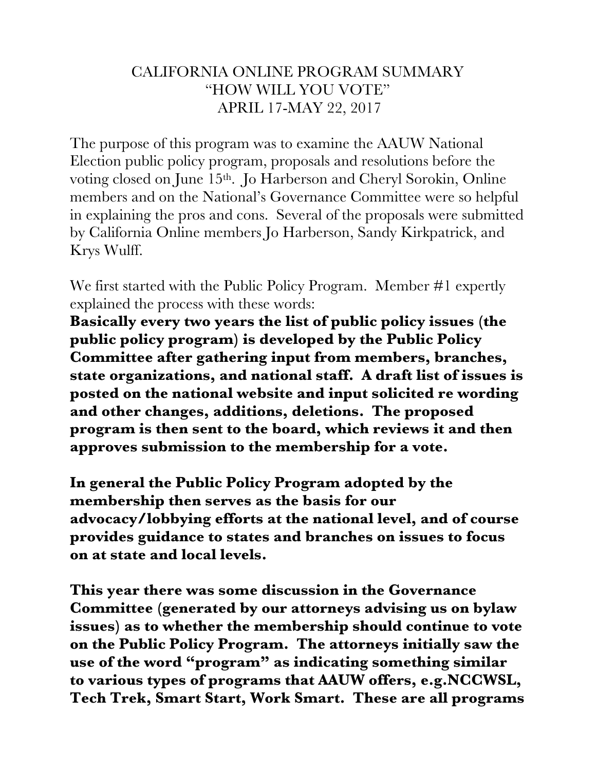# CALIFORNIA ONLINE PROGRAM SUMMARY
# "HOW WILL YOU VOTE"
# APRIL 17-MAY 22, 2017

The purpose of this program was to examine the AAUW National Election public policy program, proposals and resolutions before the voting closed on June 15th. Jo Harberson and Cheryl Sorokin, Online members and on the National's Governance Committee were so helpful in explaining the pros and cons. Several of the proposals were submitted by California Online members Jo Harberson, Sandy Kirkpatrick, and Krys Wulff.

We first started with the Public Policy Program. Member #1 expertly explained the process with these words:

**Basically every two years the list of public policy issues (the public policy program) is developed by the Public Policy Committee after gathering input from members, branches, state organizations, and national staff. A draft list of issues is posted on the national website and input solicited re wording and other changes, additions, deletions. The proposed program is then sent to the board, which reviews it and then approves submission to the membership for a vote.**

**In general the Public Policy Program adopted by the membership then serves as the basis for our advocacy/lobbying efforts at the national level, and of course provides guidance to states and branches on issues to focus on at state and local levels.**

**This year there was some discussion in the Governance Committee (generated by our attorneys advising us on bylaw issues) as to whether the membership should continue to vote on the Public Policy Program. The attorneys initially saw the use of the word "program" as indicating something similar to various types of programs that AAUW offers, e.g.NCCWSL, Tech Trek, Smart Start, Work Smart. These are all programs**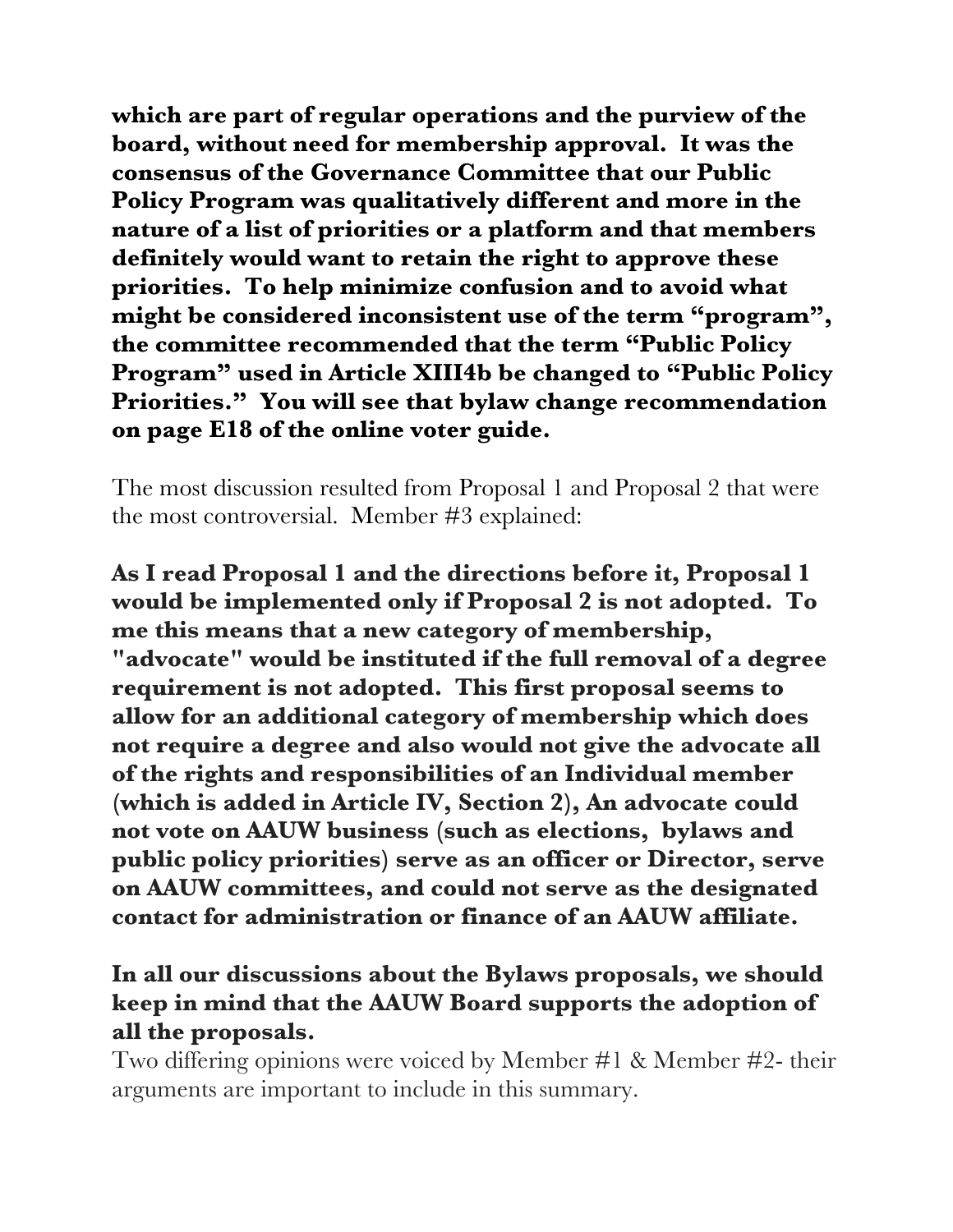**which are part of regular operations and the purview of the board, without need for membership approval. It was the consensus of the Governance Committee that our Public Policy Program was qualitatively different and more in the nature of a list of priorities or a platform and that members definitely would want to retain the right to approve these priorities. To help minimize confusion and to avoid what might be considered inconsistent use of the term "program", the committee recommended that the term "Public Policy Program" used in Article XIII4b be changed to "Public Policy Priorities." You will see that bylaw change recommendation on page E18 of the online voter guide.**

The most discussion resulted from Proposal 1 and Proposal 2 that were the most controversial. Member #3 explained:

**As I read Proposal 1 and the directions before it, Proposal 1 would be implemented only if Proposal 2 is not adopted. To me this means that a new category of membership, "advocate" would be instituted if the full removal of a degree requirement is not adopted. This first proposal seems to allow for an additional category of membership which does not require a degree and also would not give the advocate all of the rights and responsibilities of an Individual member (which is added in Article IV, Section 2), An advocate could not vote on AAUW business (such as elections, bylaws and public policy priorities) serve as an officer or Director, serve on AAUW committees, and could not serve as the designated contact for administration or finance of an AAUW affiliate.**

**In all our discussions about the Bylaws proposals, we should keep in mind that the AAUW Board supports the adoption of all the proposals.**

Two differing opinions were voiced by Member #1 & Member #2- their arguments are important to include in this summary.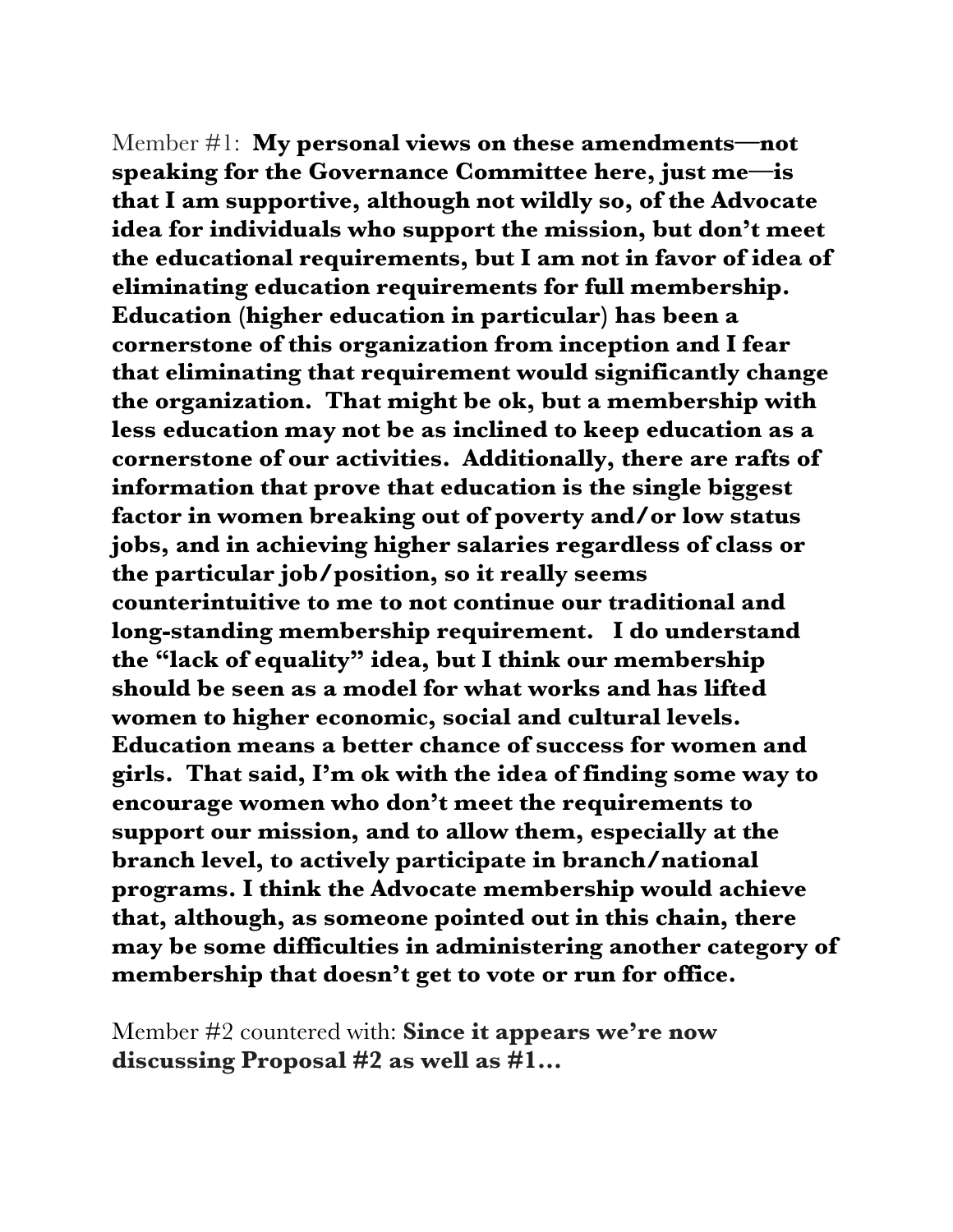Member #1: **My personal views on these amendments—not speaking for the Governance Committee here, just me—is that I am supportive, although not wildly so, of the Advocate idea for individuals who support the mission, but don't meet the educational requirements, but I am not in favor of idea of eliminating education requirements for full membership. Education (higher education in particular) has been a cornerstone of this organization from inception and I fear that eliminating that requirement would significantly change the organization. That might be ok, but a membership with less education may not be as inclined to keep education as a cornerstone of our activities. Additionally, there are rafts of information that prove that education is the single biggest factor in women breaking out of poverty and/or low status jobs, and in achieving higher salaries regardless of class or the particular job/position, so it really seems counterintuitive to me to not continue our traditional and long-standing membership requirement. I do understand the "lack of equality" idea, but I think our membership should be seen as a model for what works and has lifted women to higher economic, social and cultural levels. Education means a better chance of success for women and girls. That said, I'm ok with the idea of finding some way to encourage women who don't meet the requirements to support our mission, and to allow them, especially at the branch level, to actively participate in branch/national programs. I think the Advocate membership would achieve that, although, as someone pointed out in this chain, there may be some difficulties in administering another category of membership that doesn't get to vote or run for office.**

Member #2 countered with: **Since it appears we're now discussing Proposal #2 as well as #1…**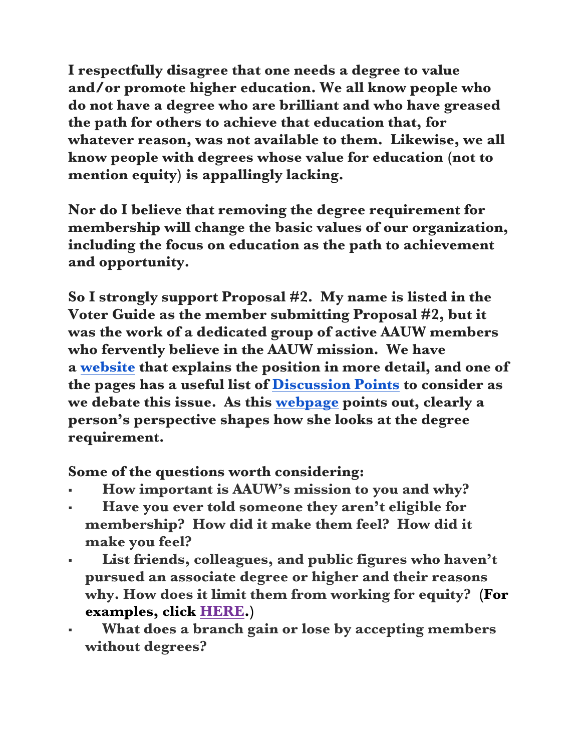**I respectfully disagree that one needs a degree to value and/or promote higher education. We all know people who do not have a degree who are brilliant and who have greased the path for others to achieve that education that, for whatever reason, was not available to them. Likewise, we all know people with degrees whose value for education (not to mention equity) is appallingly lacking.**

**Nor do I believe that removing the degree requirement for membership will change the basic values of our organization, including the focus on education as the path to achievement and opportunity.**

**So I strongly support Proposal #2. My name is listed in the Voter Guide as the member submitting Proposal #2, but it was the work of a dedicated group of active AAUW members who fervently believe in the AAUW mission. We have a website that explains the position in more detail, and one of the pages has a useful list of Discussion Points to consider as we debate this issue. As this webpage points out, clearly a person's perspective shapes how she looks at the degree requirement.**

**Some of the questions worth considering:**

- **How important is AAUW's mission to you and why?**
- **Have you ever told someone they aren't eligible for membership? How did it make them feel? How did it make you feel?**
- **List friends, colleagues, and public figures who haven't pursued an associate degree or higher and their reasons why. How does it limit them from working for equity? (For examples, click HERE.)**
- **What does a branch gain or lose by accepting members without degrees?**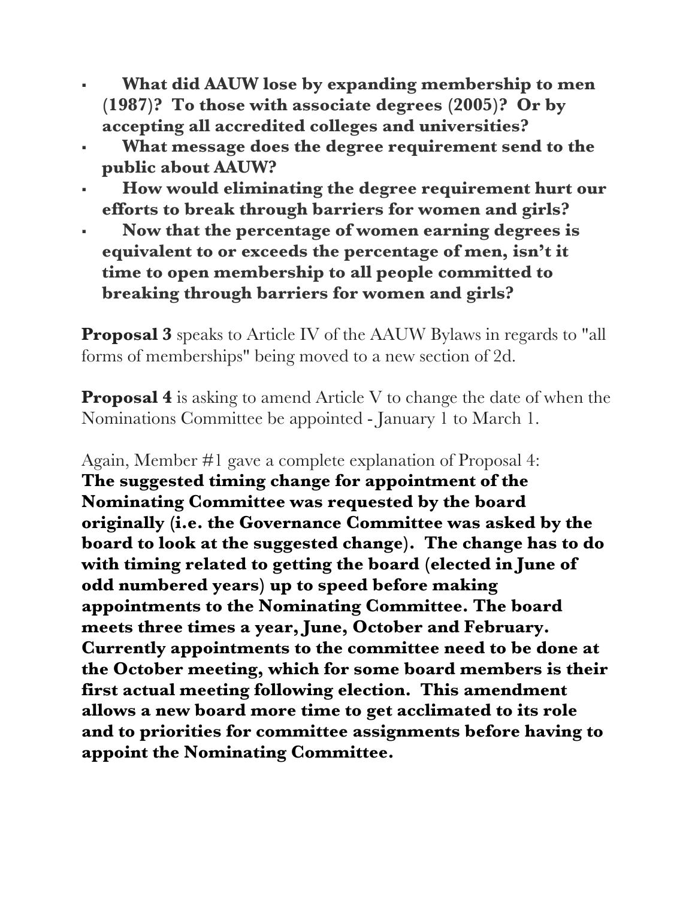- **What did AAUW lose by expanding membership to men (1987)? To those with associate degrees (2005)? Or by accepting all accredited colleges and universities?**
- **What message does the degree requirement send to the public about AAUW?**
- **How would eliminating the degree requirement hurt our efforts to break through barriers for women and girls?**
- **Now that the percentage of women earning degrees is equivalent to or exceeds the percentage of men, isn't it time to open membership to all people committed to breaking through barriers for women and girls?**

**Proposal 3** speaks to Article IV of the AAUW Bylaws in regards to "all forms of memberships" being moved to a new section of 2d.

**Proposal 4** is asking to amend Article V to change the date of when the Nominations Committee be appointed - January 1 to March 1.

Again, Member #1 gave a complete explanation of Proposal 4:
**The suggested timing change for appointment of the Nominating Committee was requested by the board originally (i.e. the Governance Committee was asked by the board to look at the suggested change). The change has to do with timing related to getting the board (elected in June of odd numbered years) up to speed before making appointments to the Nominating Committee. The board meets three times a year, June, October and February. Currently appointments to the committee need to be done at the October meeting, which for some board members is their first actual meeting following election. This amendment allows a new board more time to get acclimated to its role and to priorities for committee assignments before having to appoint the Nominating Committee.**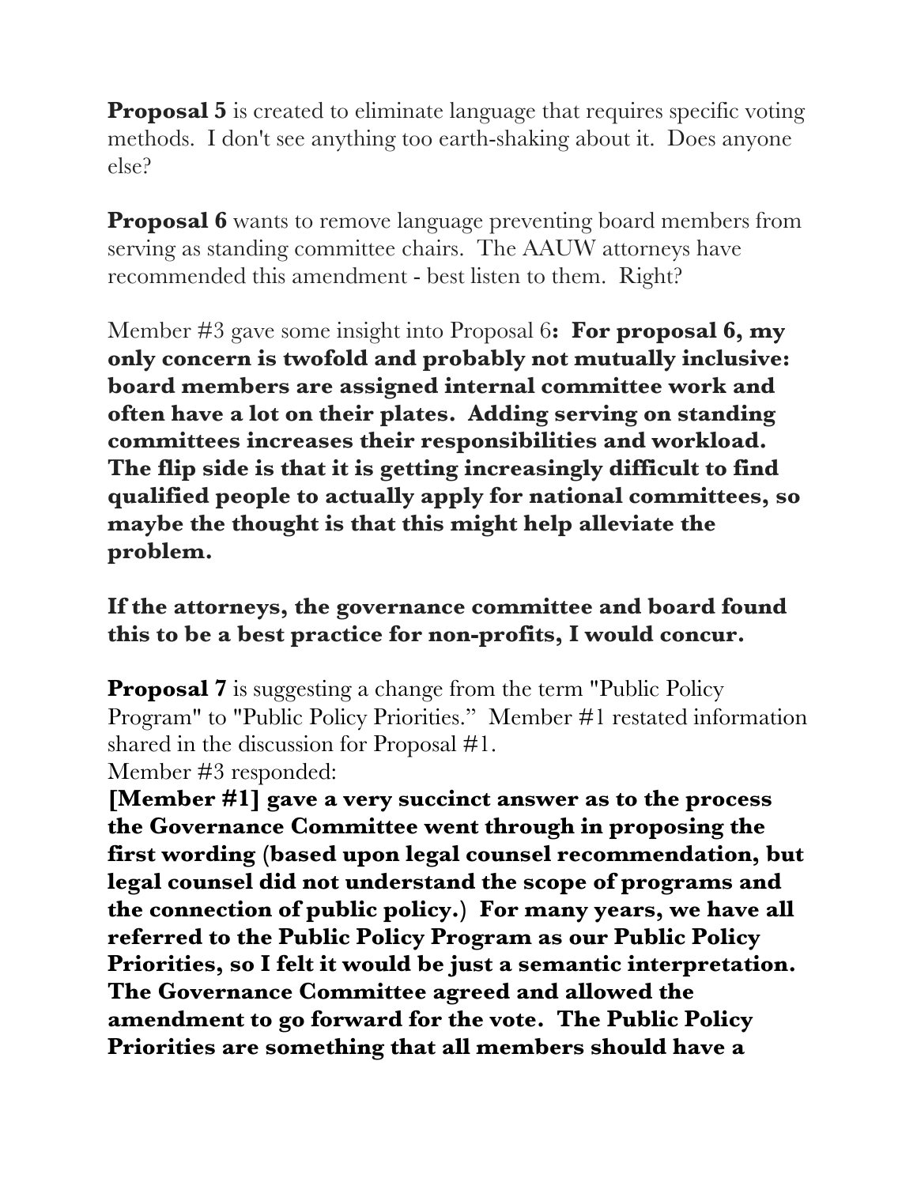**Proposal 5** is created to eliminate language that requires specific voting methods. I don't see anything too earth-shaking about it. Does anyone else?

**Proposal 6** wants to remove language preventing board members from serving as standing committee chairs. The AAUW attorneys have recommended this amendment - best listen to them. Right?

Member #3 gave some insight into Proposal 6**: For proposal 6, my only concern is twofold and probably not mutually inclusive: board members are assigned internal committee work and often have a lot on their plates. Adding serving on standing committees increases their responsibilities and workload. The flip side is that it is getting increasingly difficult to find qualified people to actually apply for national committees, so maybe the thought is that this might help alleviate the problem.**

**If the attorneys, the governance committee and board found this to be a best practice for non-profits, I would concur.**

**Proposal 7** is suggesting a change from the term "Public Policy Program" to "Public Policy Priorities." Member #1 restated information shared in the discussion for Proposal #1.
Member #3 responded:

**[Member #1] gave a very succinct answer as to the process the Governance Committee went through in proposing the first wording (based upon legal counsel recommendation, but legal counsel did not understand the scope of programs and the connection of public policy.) For many years, we have all referred to the Public Policy Program as our Public Policy Priorities, so I felt it would be just a semantic interpretation. The Governance Committee agreed and allowed the amendment to go forward for the vote. The Public Policy Priorities are something that all members should have a**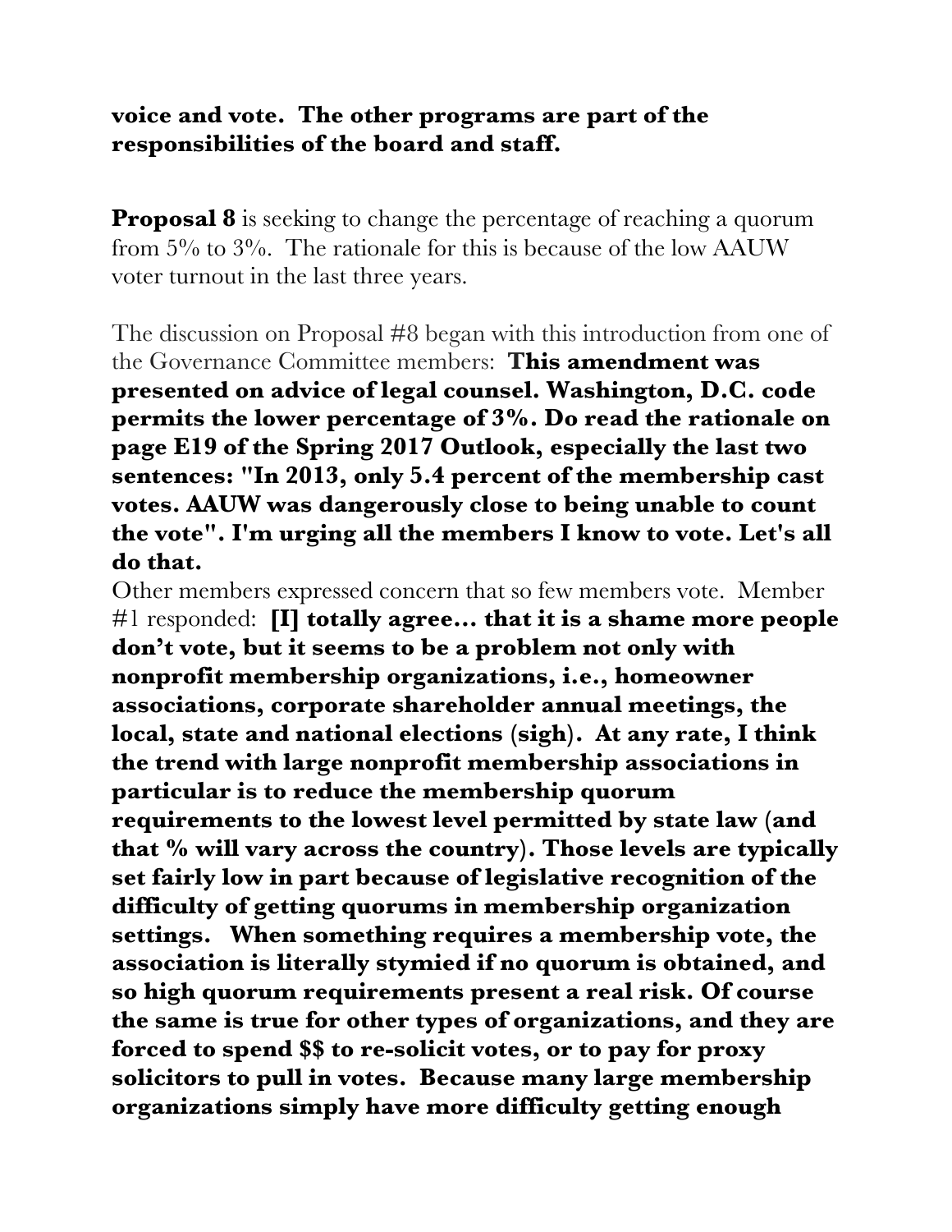**voice and vote. The other programs are part of the responsibilities of the board and staff.**

**Proposal 8** is seeking to change the percentage of reaching a quorum from 5% to 3%. The rationale for this is because of the low AAUW voter turnout in the last three years.

The discussion on Proposal #8 began with this introduction from one of the Governance Committee members: **This amendment was presented on advice of legal counsel. Washington, D.C. code permits the lower percentage of 3%. Do read the rationale on page E19 of the Spring 2017 Outlook, especially the last two sentences: "In 2013, only 5.4 percent of the membership cast votes. AAUW was dangerously close to being unable to count the vote". I'm urging all the members I know to vote. Let's all do that.**

Other members expressed concern that so few members vote. Member #1 responded: **[I] totally agree… that it is a shame more people don't vote, but it seems to be a problem not only with nonprofit membership organizations, i.e., homeowner associations, corporate shareholder annual meetings, the local, state and national elections (sigh). At any rate, I think the trend with large nonprofit membership associations in particular is to reduce the membership quorum requirements to the lowest level permitted by state law (and that % will vary across the country). Those levels are typically set fairly low in part because of legislative recognition of the difficulty of getting quorums in membership organization settings. When something requires a membership vote, the association is literally stymied if no quorum is obtained, and so high quorum requirements present a real risk. Of course the same is true for other types of organizations, and they are forced to spend $$ to re-solicit votes, or to pay for proxy solicitors to pull in votes. Because many large membership organizations simply have more difficulty getting enough**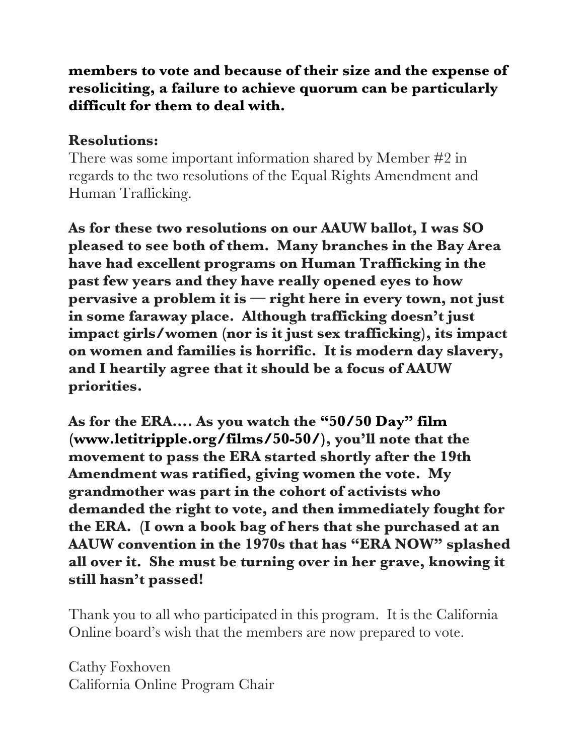**members to vote and because of their size and the expense of resoliciting, a failure to achieve quorum can be particularly difficult for them to deal with.**

**Resolutions:**
There was some important information shared by Member #2 in regards to the two resolutions of the Equal Rights Amendment and Human Trafficking.

**As for these two resolutions on our AAUW ballot, I was SO pleased to see both of them. Many branches in the Bay Area have had excellent programs on Human Trafficking in the past few years and they have really opened eyes to how pervasive a problem it is — right here in every town, not just in some faraway place. Although trafficking doesn't just impact girls/women (nor is it just sex trafficking), its impact on women and families is horrific. It is modern day slavery, and I heartily agree that it should be a focus of AAUW priorities.**

**As for the ERA…. As you watch the "50/50 Day" film (www.letitripple.org/films/50-50/), you'll note that the movement to pass the ERA started shortly after the 19th Amendment was ratified, giving women the vote. My grandmother was part in the cohort of activists who demanded the right to vote, and then immediately fought for the ERA. (I own a book bag of hers that she purchased at an AAUW convention in the 1970s that has "ERA NOW" splashed all over it. She must be turning over in her grave, knowing it still hasn't passed!**

Thank you to all who participated in this program. It is the California Online board's wish that the members are now prepared to vote.

Cathy Foxhoven
California Online Program Chair